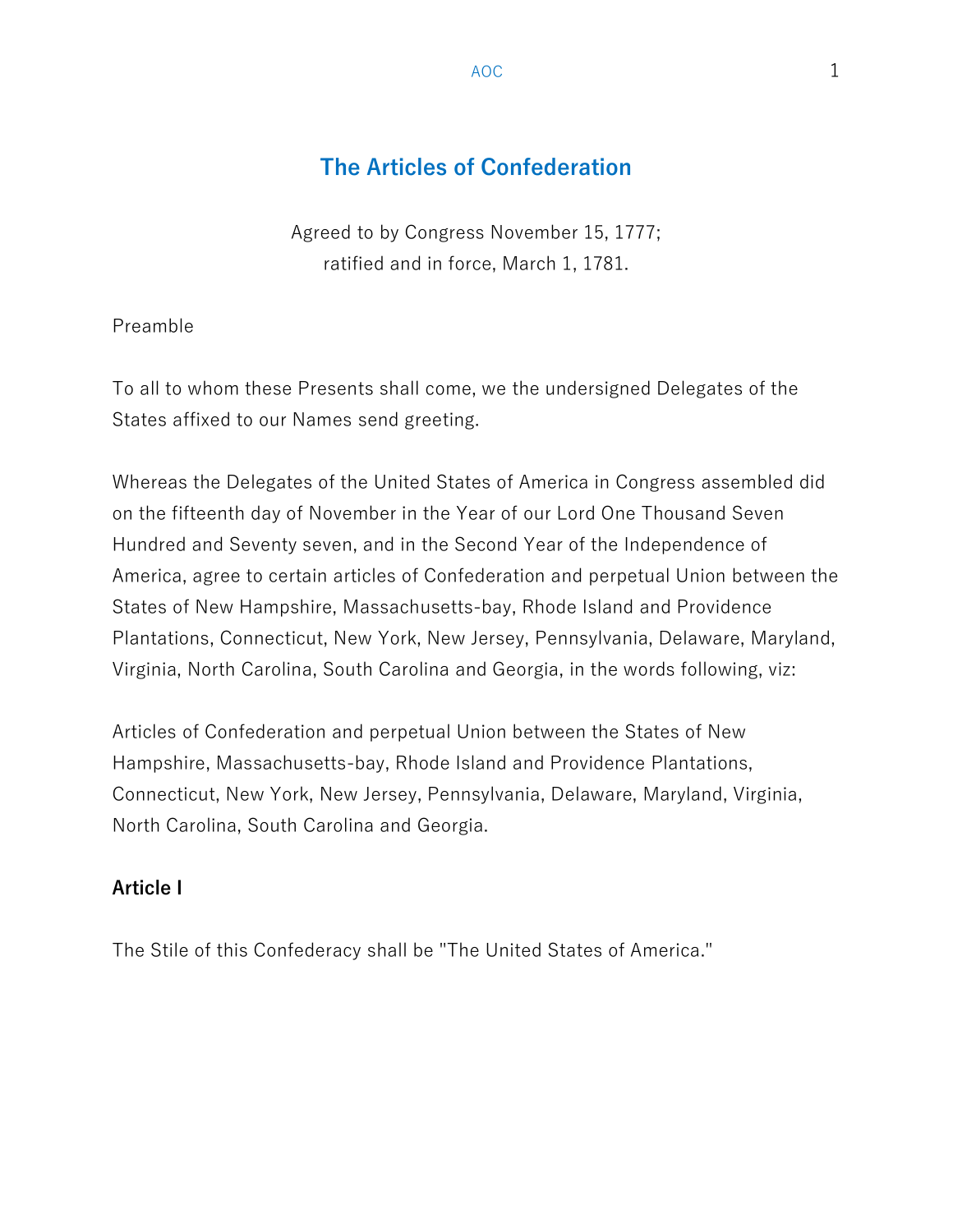# The Articles of Confederation

Agreed to by Congress November 15, 1777;
ratified and in force, March 1, 1781.

Preamble

To all to whom these Presents shall come, we the undersigned Delegates of the States affixed to our Names send greeting.

Whereas the Delegates of the United States of America in Congress assembled did on the fifteenth day of November in the Year of our Lord One Thousand Seven Hundred and Seventy seven, and in the Second Year of the Independence of America, agree to certain articles of Confederation and perpetual Union between the States of New Hampshire, Massachusetts-bay, Rhode Island and Providence Plantations, Connecticut, New York, New Jersey, Pennsylvania, Delaware, Maryland, Virginia, North Carolina, South Carolina and Georgia, in the words following, viz:

Articles of Confederation and perpetual Union between the States of New Hampshire, Massachusetts-bay, Rhode Island and Providence Plantations, Connecticut, New York, New Jersey, Pennsylvania, Delaware, Maryland, Virginia, North Carolina, South Carolina and Georgia.

## Article I

The Stile of this Confederacy shall be "The United States of America."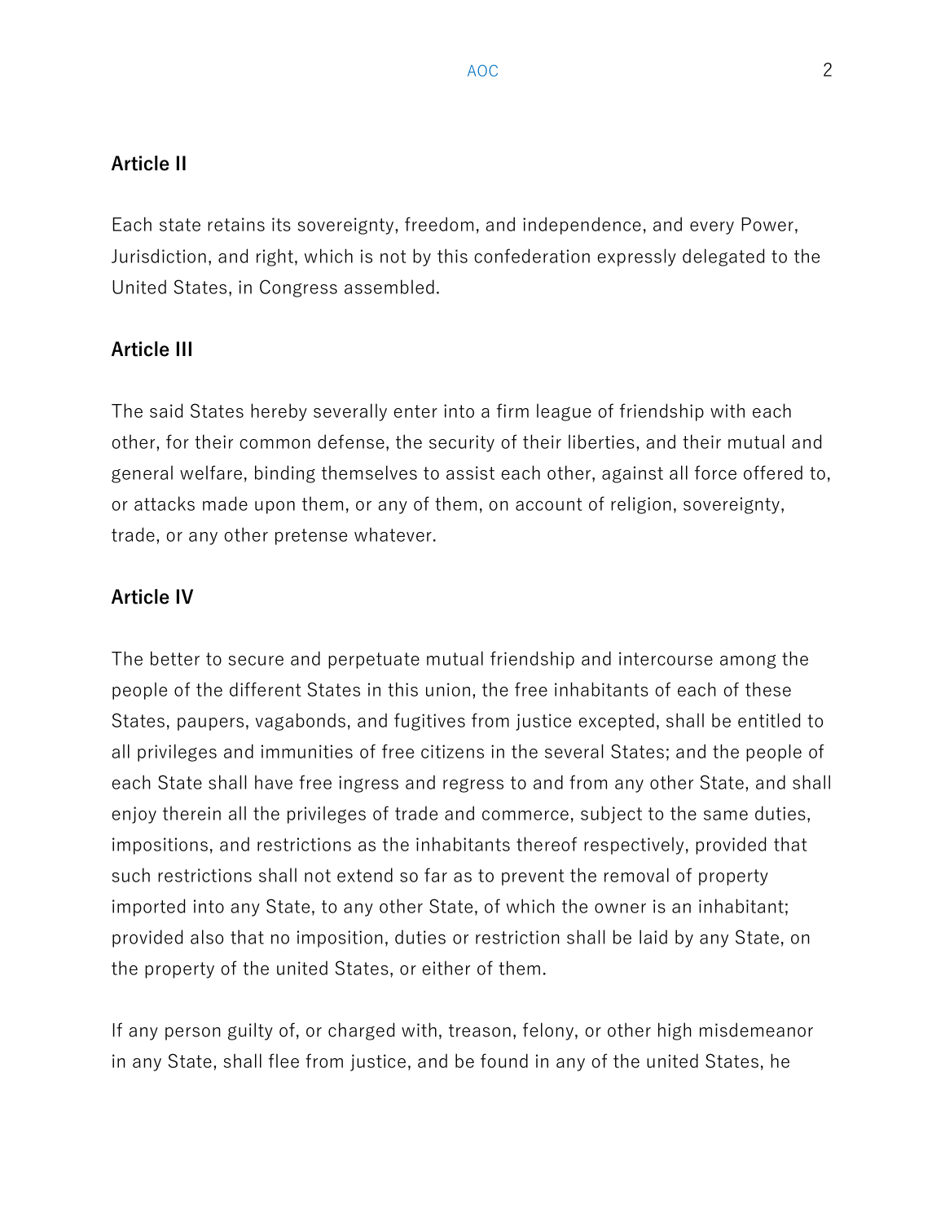## Article II

Each state retains its sovereignty, freedom, and independence, and every Power, Jurisdiction, and right, which is not by this confederation expressly delegated to the United States, in Congress assembled.

## Article III

The said States hereby severally enter into a firm league of friendship with each other, for their common defense, the security of their liberties, and their mutual and general welfare, binding themselves to assist each other, against all force offered to, or attacks made upon them, or any of them, on account of religion, sovereignty, trade, or any other pretense whatever.

## Article IV

The better to secure and perpetuate mutual friendship and intercourse among the people of the different States in this union, the free inhabitants of each of these States, paupers, vagabonds, and fugitives from justice excepted, shall be entitled to all privileges and immunities of free citizens in the several States; and the people of each State shall have free ingress and regress to and from any other State, and shall enjoy therein all the privileges of trade and commerce, subject to the same duties, impositions, and restrictions as the inhabitants thereof respectively, provided that such restrictions shall not extend so far as to prevent the removal of property imported into any State, to any other State, of which the owner is an inhabitant; provided also that no imposition, duties or restriction shall be laid by any State, on the property of the united States, or either of them.

If any person guilty of, or charged with, treason, felony, or other high misdemeanor in any State, shall flee from justice, and be found in any of the united States, he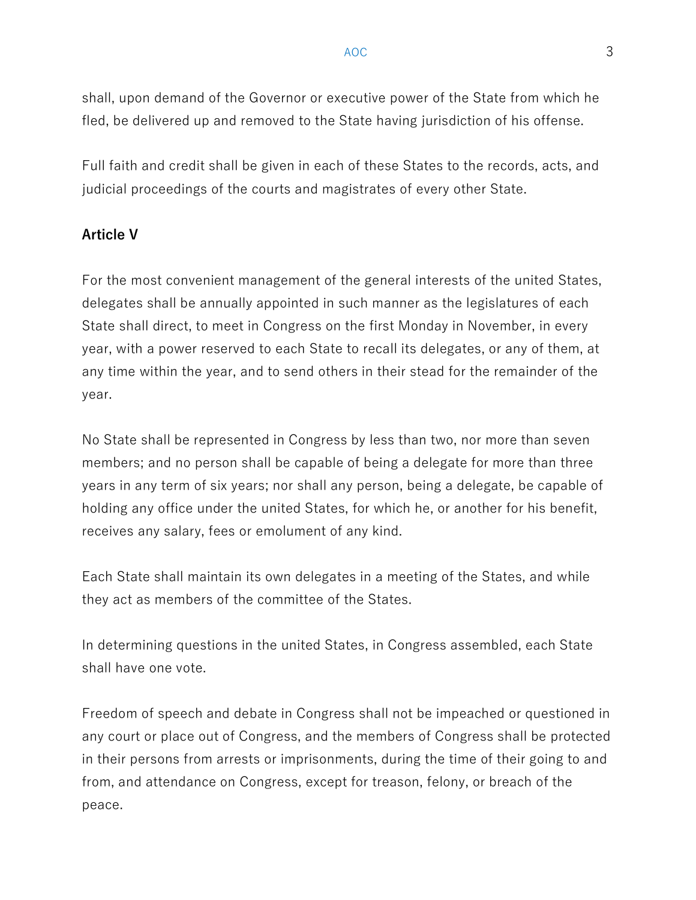shall, upon demand of the Governor or executive power of the State from which he fled, be delivered up and removed to the State having jurisdiction of his offense.

Full faith and credit shall be given in each of these States to the records, acts, and judicial proceedings of the courts and magistrates of every other State.

## Article V

For the most convenient management of the general interests of the united States, delegates shall be annually appointed in such manner as the legislatures of each State shall direct, to meet in Congress on the first Monday in November, in every year, with a power reserved to each State to recall its delegates, or any of them, at any time within the year, and to send others in their stead for the remainder of the year.

No State shall be represented in Congress by less than two, nor more than seven members; and no person shall be capable of being a delegate for more than three years in any term of six years; nor shall any person, being a delegate, be capable of holding any office under the united States, for which he, or another for his benefit, receives any salary, fees or emolument of any kind.

Each State shall maintain its own delegates in a meeting of the States, and while they act as members of the committee of the States.

In determining questions in the united States, in Congress assembled, each State shall have one vote.

Freedom of speech and debate in Congress shall not be impeached or questioned in any court or place out of Congress, and the members of Congress shall be protected in their persons from arrests or imprisonments, during the time of their going to and from, and attendance on Congress, except for treason, felony, or breach of the peace.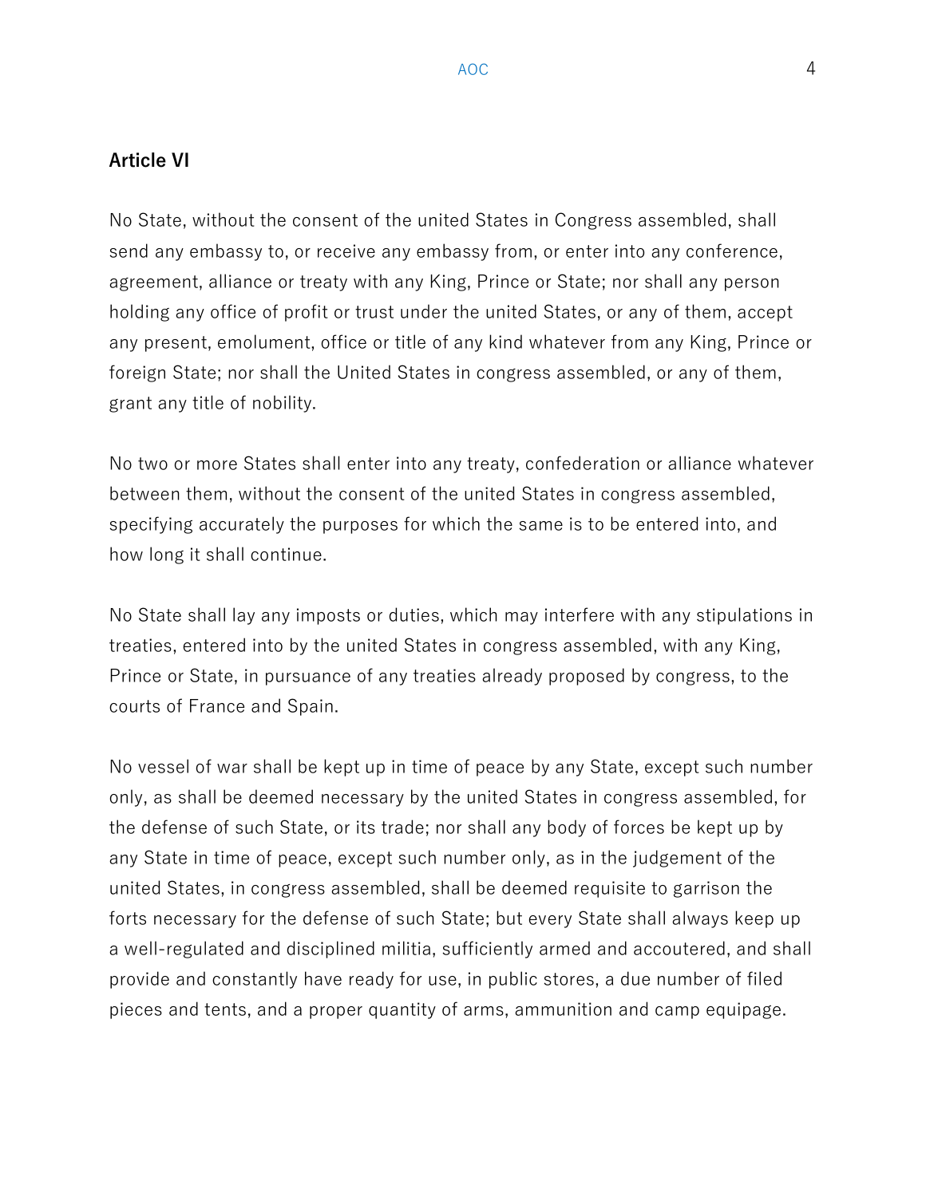## Article VI

No State, without the consent of the united States in Congress assembled, shall send any embassy to, or receive any embassy from, or enter into any conference, agreement, alliance or treaty with any King, Prince or State; nor shall any person holding any office of profit or trust under the united States, or any of them, accept any present, emolument, office or title of any kind whatever from any King, Prince or foreign State; nor shall the United States in congress assembled, or any of them, grant any title of nobility.

No two or more States shall enter into any treaty, confederation or alliance whatever between them, without the consent of the united States in congress assembled, specifying accurately the purposes for which the same is to be entered into, and how long it shall continue.

No State shall lay any imposts or duties, which may interfere with any stipulations in treaties, entered into by the united States in congress assembled, with any King, Prince or State, in pursuance of any treaties already proposed by congress, to the courts of France and Spain.

No vessel of war shall be kept up in time of peace by any State, except such number only, as shall be deemed necessary by the united States in congress assembled, for the defense of such State, or its trade; nor shall any body of forces be kept up by any State in time of peace, except such number only, as in the judgement of the united States, in congress assembled, shall be deemed requisite to garrison the forts necessary for the defense of such State; but every State shall always keep up a well-regulated and disciplined militia, sufficiently armed and accoutered, and shall provide and constantly have ready for use, in public stores, a due number of filed pieces and tents, and a proper quantity of arms, ammunition and camp equipage.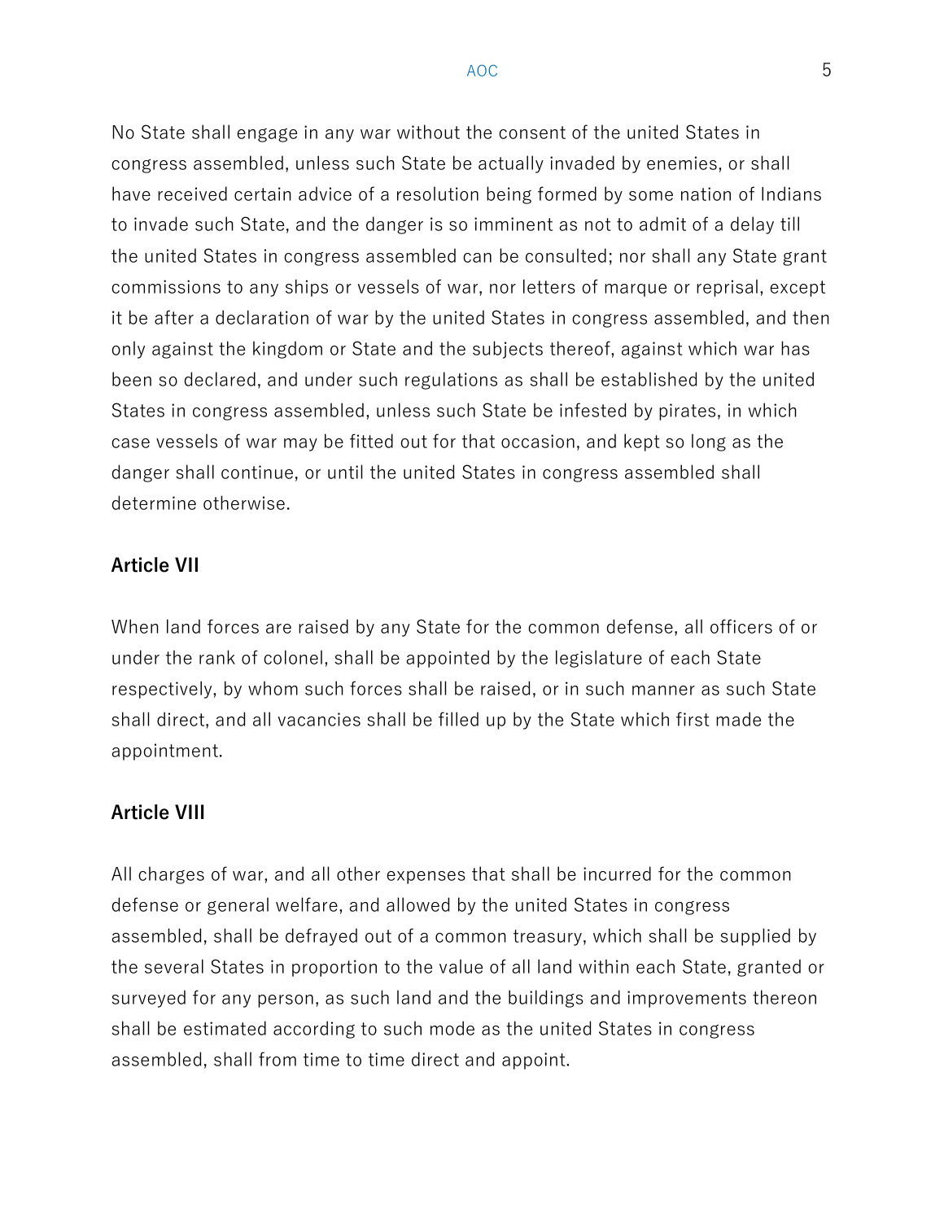No State shall engage in any war without the consent of the united States in congress assembled, unless such State be actually invaded by enemies, or shall have received certain advice of a resolution being formed by some nation of Indians to invade such State, and the danger is so imminent as not to admit of a delay till the united States in congress assembled can be consulted; nor shall any State grant commissions to any ships or vessels of war, nor letters of marque or reprisal, except it be after a declaration of war by the united States in congress assembled, and then only against the kingdom or State and the subjects thereof, against which war has been so declared, and under such regulations as shall be established by the united States in congress assembled, unless such State be infested by pirates, in which case vessels of war may be fitted out for that occasion, and kept so long as the danger shall continue, or until the united States in congress assembled shall determine otherwise.

## Article VII

When land forces are raised by any State for the common defense, all officers of or under the rank of colonel, shall be appointed by the legislature of each State respectively, by whom such forces shall be raised, or in such manner as such State shall direct, and all vacancies shall be filled up by the State which first made the appointment.

## Article VIII

All charges of war, and all other expenses that shall be incurred for the common defense or general welfare, and allowed by the united States in congress assembled, shall be defrayed out of a common treasury, which shall be supplied by the several States in proportion to the value of all land within each State, granted or surveyed for any person, as such land and the buildings and improvements thereon shall be estimated according to such mode as the united States in congress assembled, shall from time to time direct and appoint.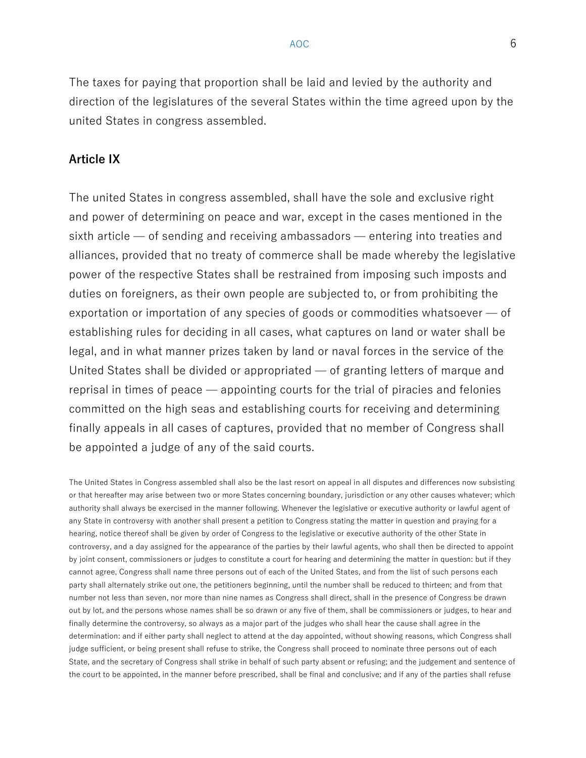The taxes for paying that proportion shall be laid and levied by the authority and direction of the legislatures of the several States within the time agreed upon by the united States in congress assembled.

## Article IX

The united States in congress assembled, shall have the sole and exclusive right and power of determining on peace and war, except in the cases mentioned in the sixth article — of sending and receiving ambassadors — entering into treaties and alliances, provided that no treaty of commerce shall be made whereby the legislative power of the respective States shall be restrained from imposing such imposts and duties on foreigners, as their own people are subjected to, or from prohibiting the exportation or importation of any species of goods or commodities whatsoever — of establishing rules for deciding in all cases, what captures on land or water shall be legal, and in what manner prizes taken by land or naval forces in the service of the United States shall be divided or appropriated — of granting letters of marque and reprisal in times of peace — appointing courts for the trial of piracies and felonies committed on the high seas and establishing courts for receiving and determining finally appeals in all cases of captures, provided that no member of Congress shall be appointed a judge of any of the said courts.

The United States in Congress assembled shall also be the last resort on appeal in all disputes and differences now subsisting or that hereafter may arise between two or more States concerning boundary, jurisdiction or any other causes whatever; which authority shall always be exercised in the manner following. Whenever the legislative or executive authority or lawful agent of any State in controversy with another shall present a petition to Congress stating the matter in question and praying for a hearing, notice thereof shall be given by order of Congress to the legislative or executive authority of the other State in controversy, and a day assigned for the appearance of the parties by their lawful agents, who shall then be directed to appoint by joint consent, commissioners or judges to constitute a court for hearing and determining the matter in question: but if they cannot agree, Congress shall name three persons out of each of the United States, and from the list of such persons each party shall alternately strike out one, the petitioners beginning, until the number shall be reduced to thirteen; and from that number not less than seven, nor more than nine names as Congress shall direct, shall in the presence of Congress be drawn out by lot, and the persons whose names shall be so drawn or any five of them, shall be commissioners or judges, to hear and finally determine the controversy, so always as a major part of the judges who shall hear the cause shall agree in the determination: and if either party shall neglect to attend at the day appointed, without showing reasons, which Congress shall judge sufficient, or being present shall refuse to strike, the Congress shall proceed to nominate three persons out of each State, and the secretary of Congress shall strike in behalf of such party absent or refusing; and the judgement and sentence of the court to be appointed, in the manner before prescribed, shall be final and conclusive; and if any of the parties shall refuse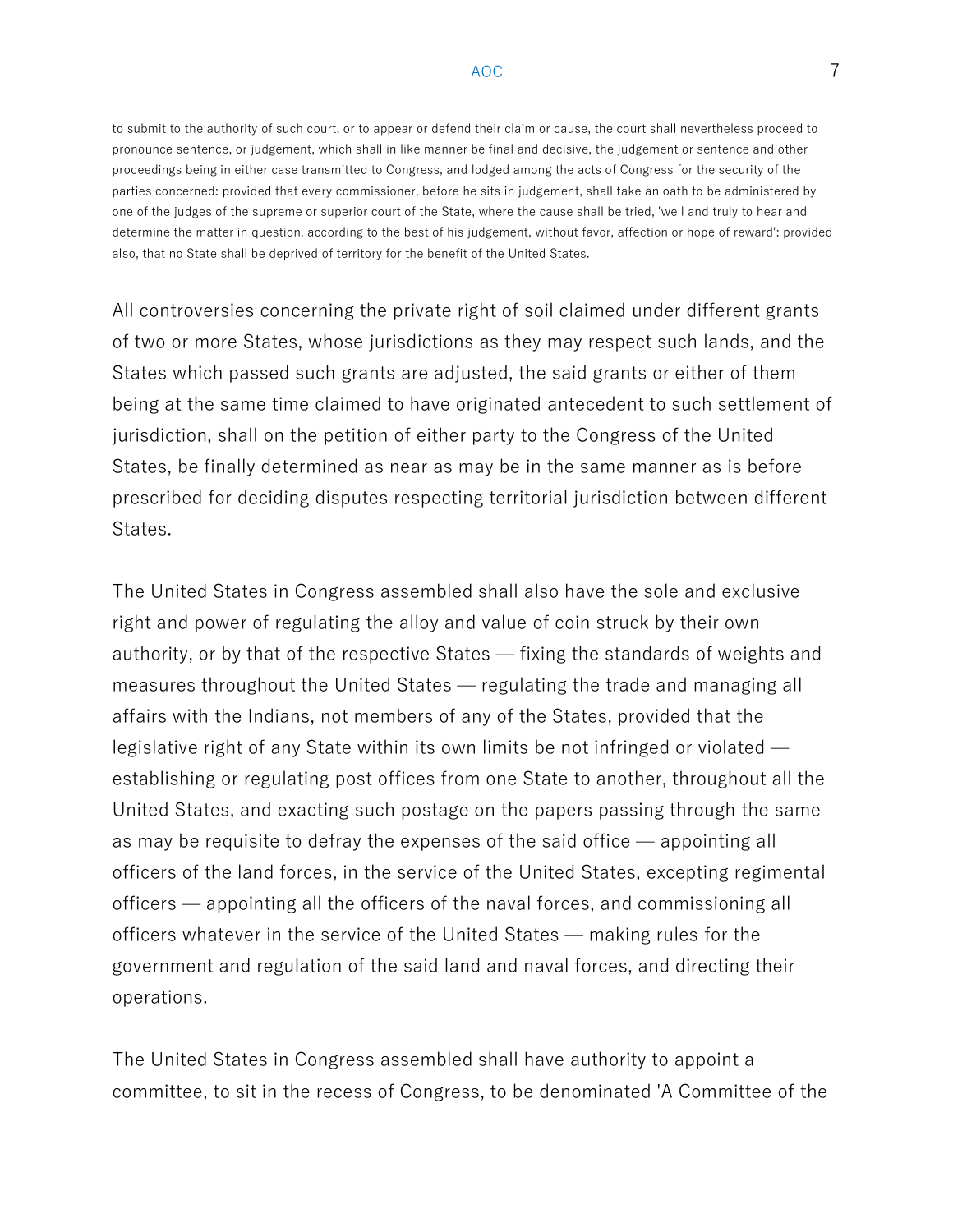to submit to the authority of such court, or to appear or defend their claim or cause, the court shall nevertheless proceed to pronounce sentence, or judgement, which shall in like manner be final and decisive, the judgement or sentence and other proceedings being in either case transmitted to Congress, and lodged among the acts of Congress for the security of the parties concerned: provided that every commissioner, before he sits in judgement, shall take an oath to be administered by one of the judges of the supreme or superior court of the State, where the cause shall be tried, 'well and truly to hear and determine the matter in question, according to the best of his judgement, without favor, affection or hope of reward': provided also, that no State shall be deprived of territory for the benefit of the United States.

All controversies concerning the private right of soil claimed under different grants of two or more States, whose jurisdictions as they may respect such lands, and the States which passed such grants are adjusted, the said grants or either of them being at the same time claimed to have originated antecedent to such settlement of jurisdiction, shall on the petition of either party to the Congress of the United States, be finally determined as near as may be in the same manner as is before prescribed for deciding disputes respecting territorial jurisdiction between different States.

The United States in Congress assembled shall also have the sole and exclusive right and power of regulating the alloy and value of coin struck by their own authority, or by that of the respective States — fixing the standards of weights and measures throughout the United States — regulating the trade and managing all affairs with the Indians, not members of any of the States, provided that the legislative right of any State within its own limits be not infringed or violated — establishing or regulating post offices from one State to another, throughout all the United States, and exacting such postage on the papers passing through the same as may be requisite to defray the expenses of the said office — appointing all officers of the land forces, in the service of the United States, excepting regimental officers — appointing all the officers of the naval forces, and commissioning all officers whatever in the service of the United States — making rules for the government and regulation of the said land and naval forces, and directing their operations.

The United States in Congress assembled shall have authority to appoint a committee, to sit in the recess of Congress, to be denominated 'A Committee of the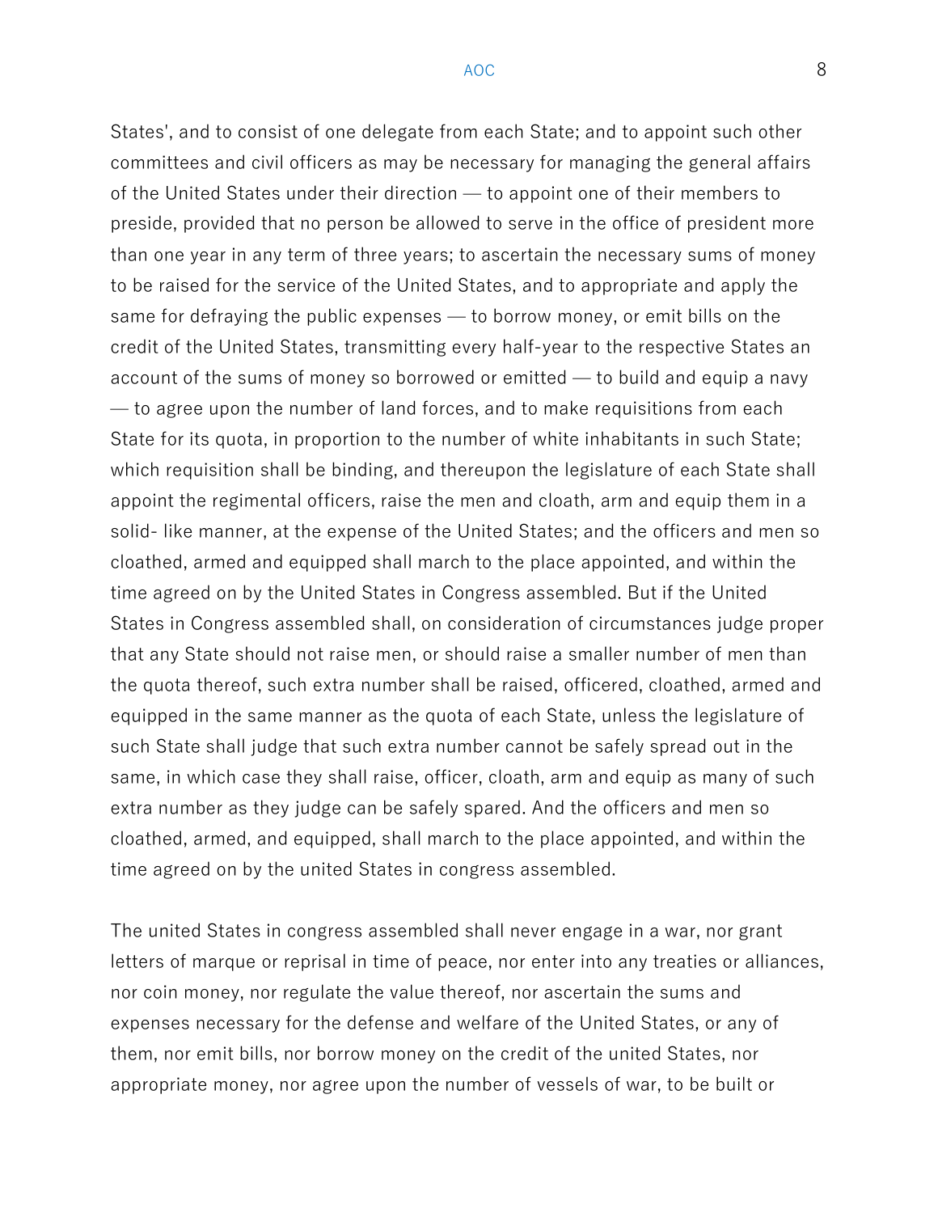States', and to consist of one delegate from each State; and to appoint such other committees and civil officers as may be necessary for managing the general affairs of the United States under their direction — to appoint one of their members to preside, provided that no person be allowed to serve in the office of president more than one year in any term of three years; to ascertain the necessary sums of money to be raised for the service of the United States, and to appropriate and apply the same for defraying the public expenses — to borrow money, or emit bills on the credit of the United States, transmitting every half-year to the respective States an account of the sums of money so borrowed or emitted — to build and equip a navy — to agree upon the number of land forces, and to make requisitions from each State for its quota, in proportion to the number of white inhabitants in such State; which requisition shall be binding, and thereupon the legislature of each State shall appoint the regimental officers, raise the men and cloath, arm and equip them in a solid- like manner, at the expense of the United States; and the officers and men so cloathed, armed and equipped shall march to the place appointed, and within the time agreed on by the United States in Congress assembled. But if the United States in Congress assembled shall, on consideration of circumstances judge proper that any State should not raise men, or should raise a smaller number of men than the quota thereof, such extra number shall be raised, officered, cloathed, armed and equipped in the same manner as the quota of each State, unless the legislature of such State shall judge that such extra number cannot be safely spread out in the same, in which case they shall raise, officer, cloath, arm and equip as many of such extra number as they judge can be safely spared. And the officers and men so cloathed, armed, and equipped, shall march to the place appointed, and within the time agreed on by the united States in congress assembled.

The united States in congress assembled shall never engage in a war, nor grant letters of marque or reprisal in time of peace, nor enter into any treaties or alliances, nor coin money, nor regulate the value thereof, nor ascertain the sums and expenses necessary for the defense and welfare of the United States, or any of them, nor emit bills, nor borrow money on the credit of the united States, nor appropriate money, nor agree upon the number of vessels of war, to be built or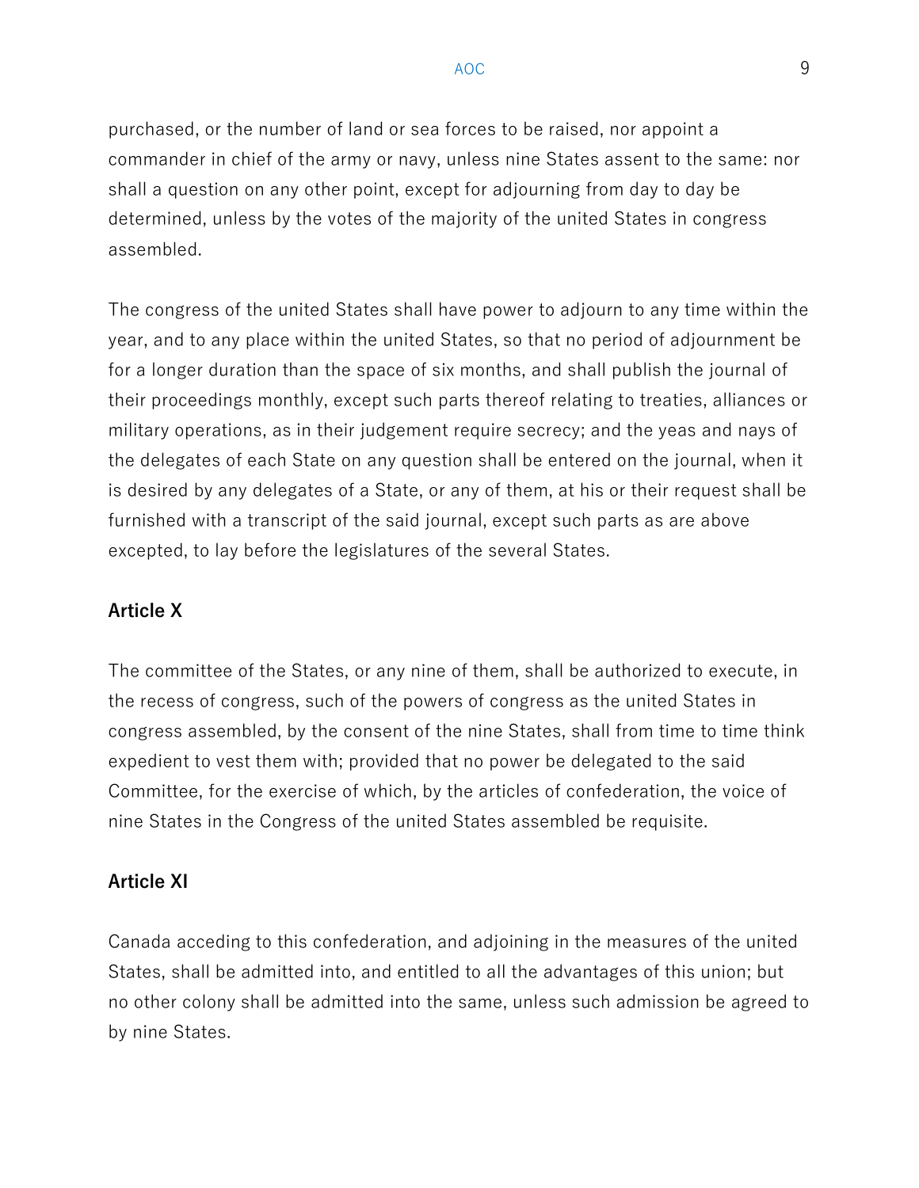purchased, or the number of land or sea forces to be raised, nor appoint a commander in chief of the army or navy, unless nine States assent to the same: nor shall a question on any other point, except for adjourning from day to day be determined, unless by the votes of the majority of the united States in congress assembled.

The congress of the united States shall have power to adjourn to any time within the year, and to any place within the united States, so that no period of adjournment be for a longer duration than the space of six months, and shall publish the journal of their proceedings monthly, except such parts thereof relating to treaties, alliances or military operations, as in their judgement require secrecy; and the yeas and nays of the delegates of each State on any question shall be entered on the journal, when it is desired by any delegates of a State, or any of them, at his or their request shall be furnished with a transcript of the said journal, except such parts as are above excepted, to lay before the legislatures of the several States.

## Article X

The committee of the States, or any nine of them, shall be authorized to execute, in the recess of congress, such of the powers of congress as the united States in congress assembled, by the consent of the nine States, shall from time to time think expedient to vest them with; provided that no power be delegated to the said Committee, for the exercise of which, by the articles of confederation, the voice of nine States in the Congress of the united States assembled be requisite.

## Article XI

Canada acceding to this confederation, and adjoining in the measures of the united States, shall be admitted into, and entitled to all the advantages of this union; but no other colony shall be admitted into the same, unless such admission be agreed to by nine States.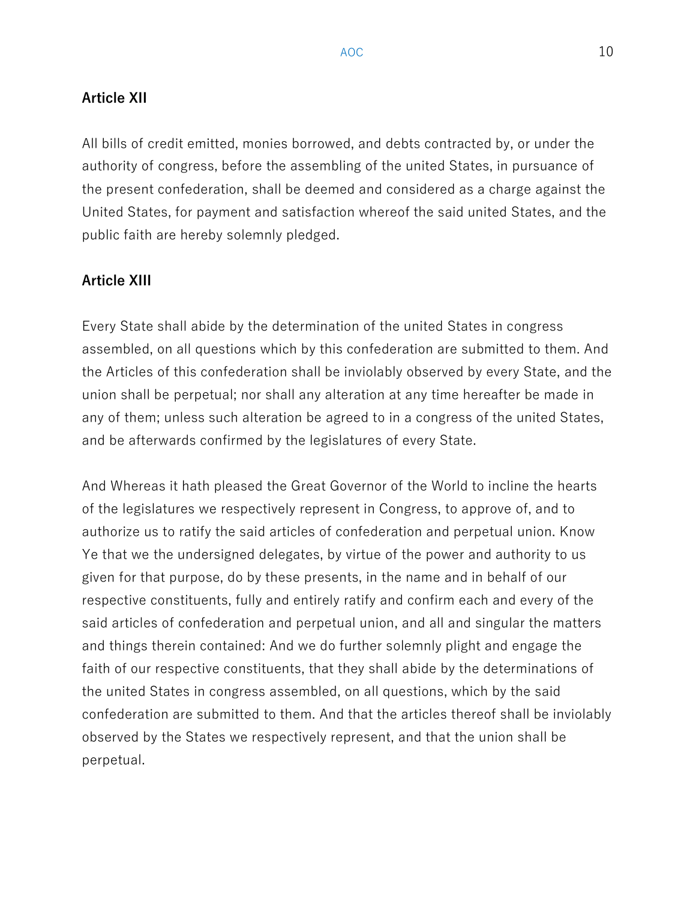### Article XII

All bills of credit emitted, monies borrowed, and debts contracted by, or under the authority of congress, before the assembling of the united States, in pursuance of the present confederation, shall be deemed and considered as a charge against the United States, for payment and satisfaction whereof the said united States, and the public faith are hereby solemnly pledged.

### Article XIII

Every State shall abide by the determination of the united States in congress assembled, on all questions which by this confederation are submitted to them. And the Articles of this confederation shall be inviolably observed by every State, and the union shall be perpetual; nor shall any alteration at any time hereafter be made in any of them; unless such alteration be agreed to in a congress of the united States, and be afterwards confirmed by the legislatures of every State.

And Whereas it hath pleased the Great Governor of the World to incline the hearts of the legislatures we respectively represent in Congress, to approve of, and to authorize us to ratify the said articles of confederation and perpetual union. Know Ye that we the undersigned delegates, by virtue of the power and authority to us given for that purpose, do by these presents, in the name and in behalf of our respective constituents, fully and entirely ratify and confirm each and every of the said articles of confederation and perpetual union, and all and singular the matters and things therein contained: And we do further solemnly plight and engage the faith of our respective constituents, that they shall abide by the determinations of the united States in congress assembled, on all questions, which by the said confederation are submitted to them. And that the articles thereof shall be inviolably observed by the States we respectively represent, and that the union shall be perpetual.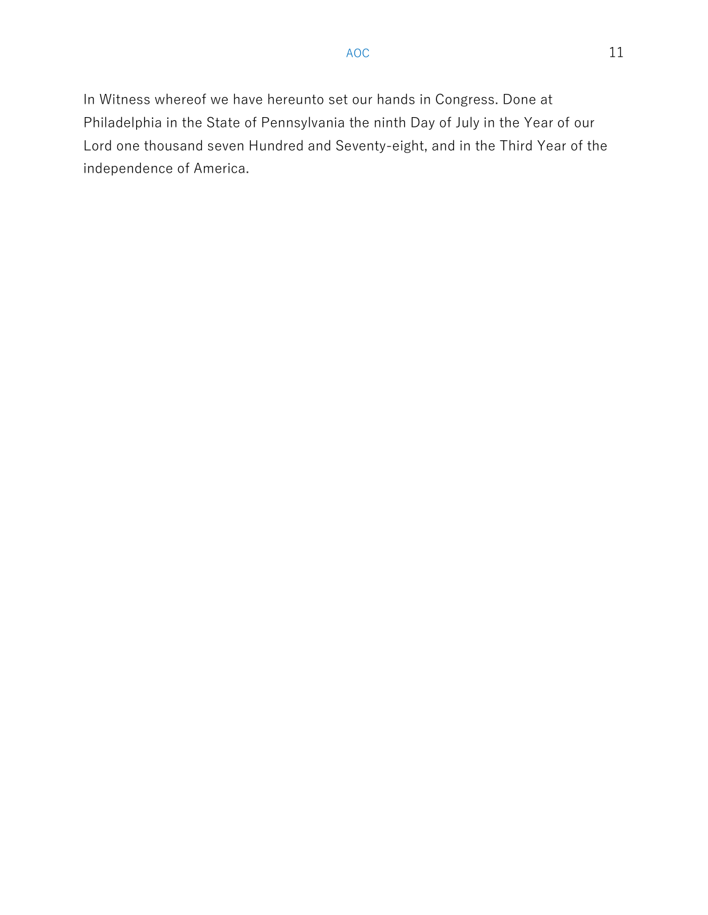In Witness whereof we have hereunto set our hands in Congress. Done at Philadelphia in the State of Pennsylvania the ninth Day of July in the Year of our Lord one thousand seven Hundred and Seventy-eight, and in the Third Year of the independence of America.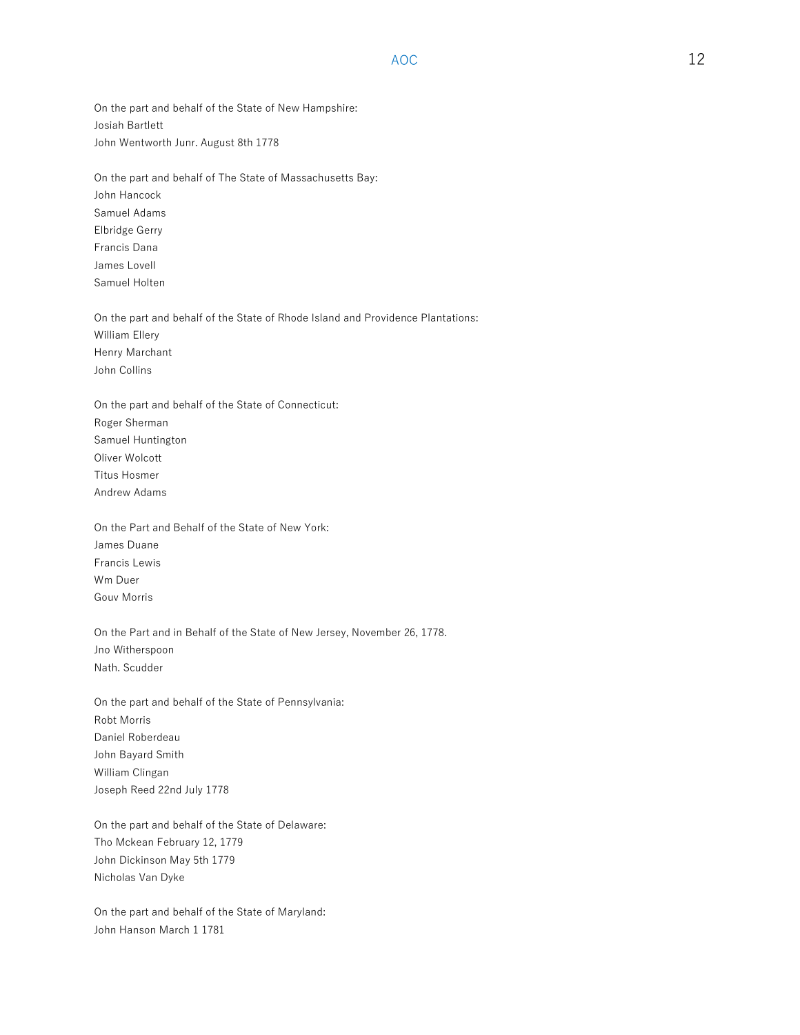On the part and behalf of the State of New Hampshire:
Josiah Bartlett
John Wentworth Junr. August 8th 1778

On the part and behalf of The State of Massachusetts Bay:
John Hancock
Samuel Adams
Elbridge Gerry
Francis Dana
James Lovell
Samuel Holten

On the part and behalf of the State of Rhode Island and Providence Plantations:
William Ellery
Henry Marchant
John Collins

On the part and behalf of the State of Connecticut:
Roger Sherman
Samuel Huntington
Oliver Wolcott
Titus Hosmer
Andrew Adams

On the Part and Behalf of the State of New York:
James Duane
Francis Lewis
Wm Duer
Gouv Morris

On the Part and in Behalf of the State of New Jersey, November 26, 1778.
Jno Witherspoon
Nath. Scudder

On the part and behalf of the State of Pennsylvania:
Robt Morris
Daniel Roberdeau
John Bayard Smith
William Clingan
Joseph Reed 22nd July 1778

On the part and behalf of the State of Delaware:
Tho Mckean February 12, 1779
John Dickinson May 5th 1779
Nicholas Van Dyke

On the part and behalf of the State of Maryland:
John Hanson March 1 1781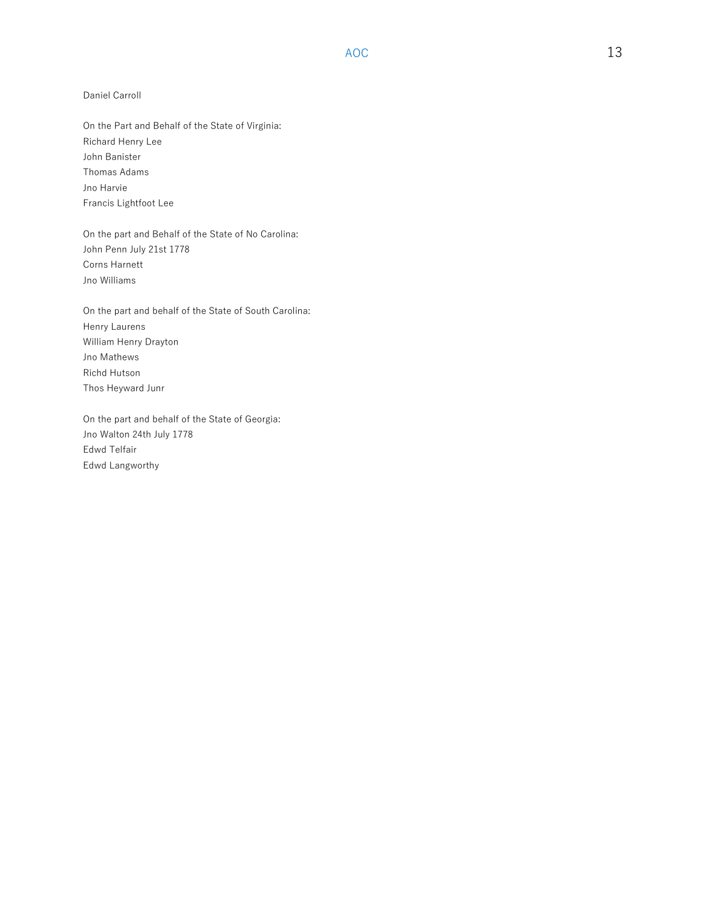Daniel Carroll

On the Part and Behalf of the State of Virginia:
Richard Henry Lee
John Banister
Thomas Adams
Jno Harvie
Francis Lightfoot Lee

On the part and Behalf of the State of No Carolina:
John Penn July 21st 1778
Corns Harnett
Jno Williams

On the part and behalf of the State of South Carolina:
Henry Laurens
William Henry Drayton
Jno Mathews
Richd Hutson
Thos Heyward Junr

On the part and behalf of the State of Georgia:
Jno Walton 24th July 1778
Edwd Telfair
Edwd Langworthy